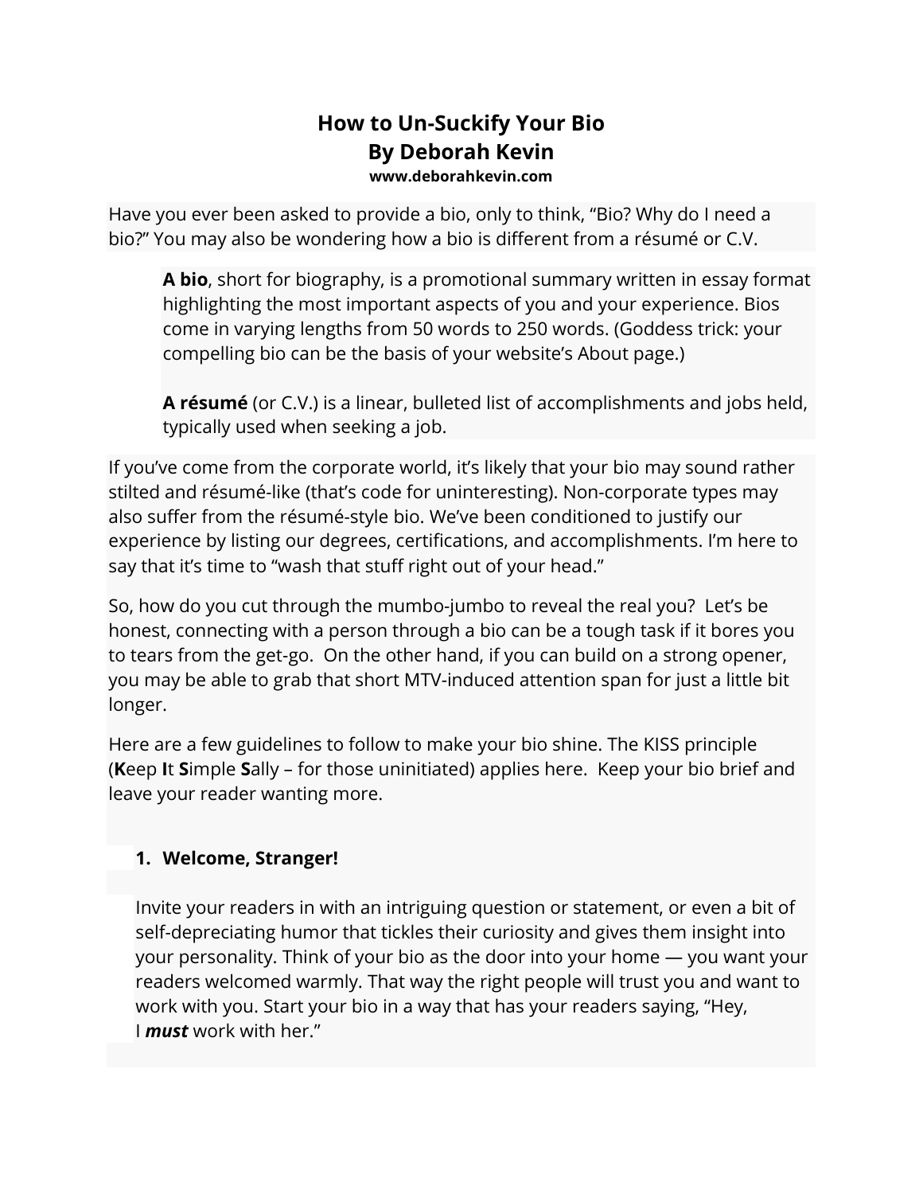# How to Un-Suckify Your Bio
## By Deborah Kevin
**www.deborahkevin.com**

Have you ever been asked to provide a bio, only to think, "Bio? Why do I need a bio?" You may also be wondering how a bio is different from a résumé or C.V.

> **A bio**, short for biography, is a promotional summary written in essay format highlighting the most important aspects of you and your experience. Bios come in varying lengths from 50 words to 250 words. (Goddess trick: your compelling bio can be the basis of your website's About page.)
>
> **A résumé** (or C.V.) is a linear, bulleted list of accomplishments and jobs held, typically used when seeking a job.

If you've come from the corporate world, it's likely that your bio may sound rather stilted and résumé-like (that's code for uninteresting). Non-corporate types may also suffer from the résumé-style bio. We've been conditioned to justify our experience by listing our degrees, certifications, and accomplishments. I'm here to say that it's time to "wash that stuff right out of your head."

So, how do you cut through the mumbo-jumbo to reveal the real you? Let's be honest, connecting with a person through a bio can be a tough task if it bores you to tears from the get-go. On the other hand, if you can build on a strong opener, you may be able to grab that short MTV-induced attention span for just a little bit longer.

Here are a few guidelines to follow to make your bio shine. The KISS principle (**K**eep **I**t **S**imple **S**ally – for those uninitiated) applies here. Keep your bio brief and leave your reader wanting more.

1. **Welcome, Stranger!**

   Invite your readers in with an intriguing question or statement, or even a bit of self-depreciating humor that tickles their curiosity and gives them insight into your personality. Think of your bio as the door into your home — you want your readers welcomed warmly. That way the right people will trust you and want to work with you. Start your bio in a way that has your readers saying, "Hey, I ***must*** work with her."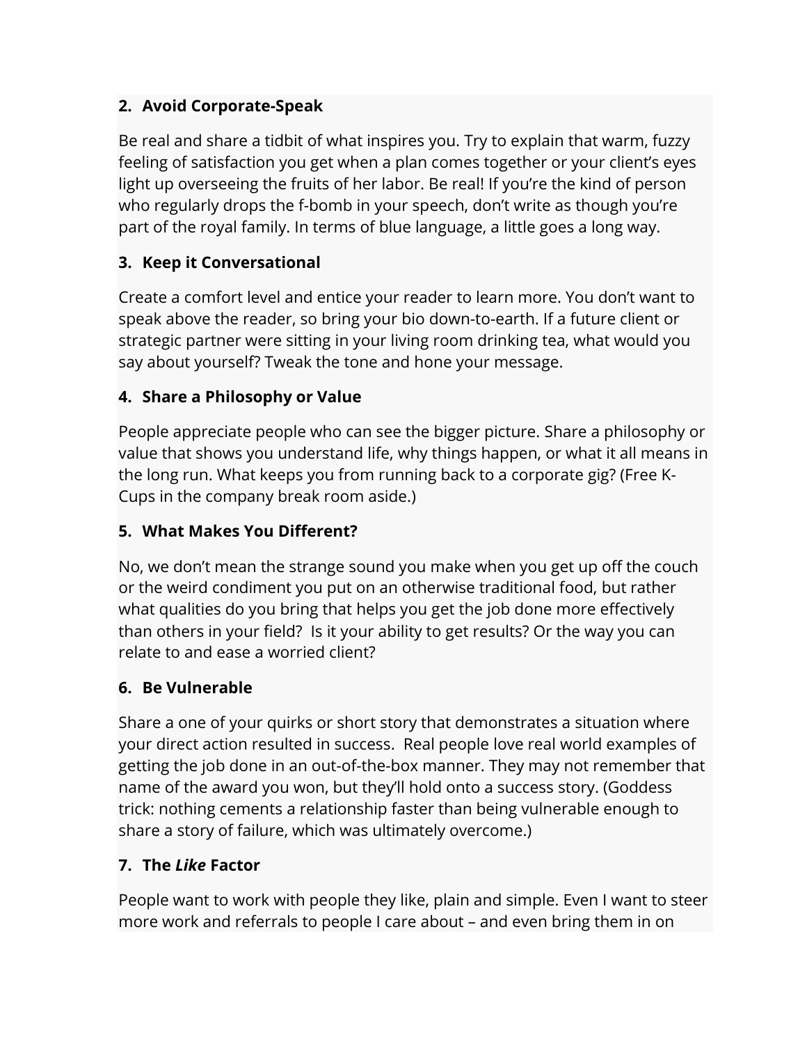**2. Avoid Corporate-Speak**

Be real and share a tidbit of what inspires you. Try to explain that warm, fuzzy feeling of satisfaction you get when a plan comes together or your client's eyes light up overseeing the fruits of her labor. Be real! If you're the kind of person who regularly drops the f-bomb in your speech, don't write as though you're part of the royal family. In terms of blue language, a little goes a long way.

**3. Keep it Conversational**

Create a comfort level and entice your reader to learn more. You don't want to speak above the reader, so bring your bio down-to-earth. If a future client or strategic partner were sitting in your living room drinking tea, what would you say about yourself? Tweak the tone and hone your message.

**4. Share a Philosophy or Value**

People appreciate people who can see the bigger picture. Share a philosophy or value that shows you understand life, why things happen, or what it all means in the long run. What keeps you from running back to a corporate gig? (Free K-Cups in the company break room aside.)

**5. What Makes You Different?**

No, we don't mean the strange sound you make when you get up off the couch or the weird condiment you put on an otherwise traditional food, but rather what qualities do you bring that helps you get the job done more effectively than others in your field? Is it your ability to get results? Or the way you can relate to and ease a worried client?

**6. Be Vulnerable**

Share a one of your quirks or short story that demonstrates a situation where your direct action resulted in success. Real people love real world examples of getting the job done in an out-of-the-box manner. They may not remember that name of the award you won, but they'll hold onto a success story. (Goddess trick: nothing cements a relationship faster than being vulnerable enough to share a story of failure, which was ultimately overcome.)

**7. The *Like* Factor**

People want to work with people they like, plain and simple. Even I want to steer more work and referrals to people I care about – and even bring them in on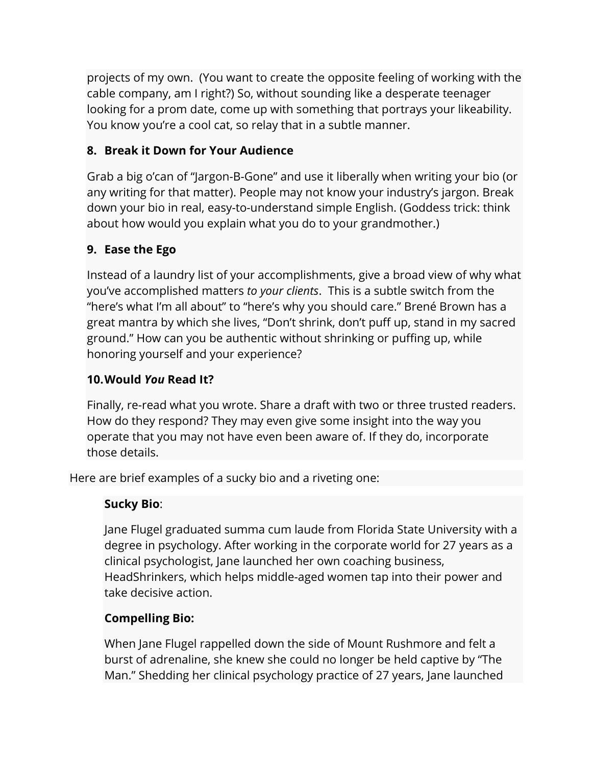projects of my own. (You want to create the opposite feeling of working with the cable company, am I right?) So, without sounding like a desperate teenager looking for a prom date, come up with something that portrays your likeability. You know you're a cool cat, so relay that in a subtle manner.

### 8. Break it Down for Your Audience

Grab a big o'can of "Jargon-B-Gone" and use it liberally when writing your bio (or any writing for that matter). People may not know your industry's jargon. Break down your bio in real, easy-to-understand simple English. (Goddess trick: think about how would you explain what you do to your grandmother.)

### 9. Ease the Ego

Instead of a laundry list of your accomplishments, give a broad view of why what you've accomplished matters *to your clients*. This is a subtle switch from the "here's what I'm all about" to "here's why you should care." Brené Brown has a great mantra by which she lives, "Don't shrink, don't puff up, stand in my sacred ground." How can you be authentic without shrinking or puffing up, while honoring yourself and your experience?

### 10. Would *You* Read It?

Finally, re-read what you wrote. Share a draft with two or three trusted readers. How do they respond? They may even give some insight into the way you operate that you may not have even been aware of. If they do, incorporate those details.

Here are brief examples of a sucky bio and a riveting one:

> **Sucky Bio**:
>
> Jane Flugel graduated summa cum laude from Florida State University with a degree in psychology. After working in the corporate world for 27 years as a clinical psychologist, Jane launched her own coaching business, HeadShrinkers, which helps middle-aged women tap into their power and take decisive action.
>
> **Compelling Bio:**
>
> When Jane Flugel rappelled down the side of Mount Rushmore and felt a burst of adrenaline, she knew she could no longer be held captive by "The Man." Shedding her clinical psychology practice of 27 years, Jane launched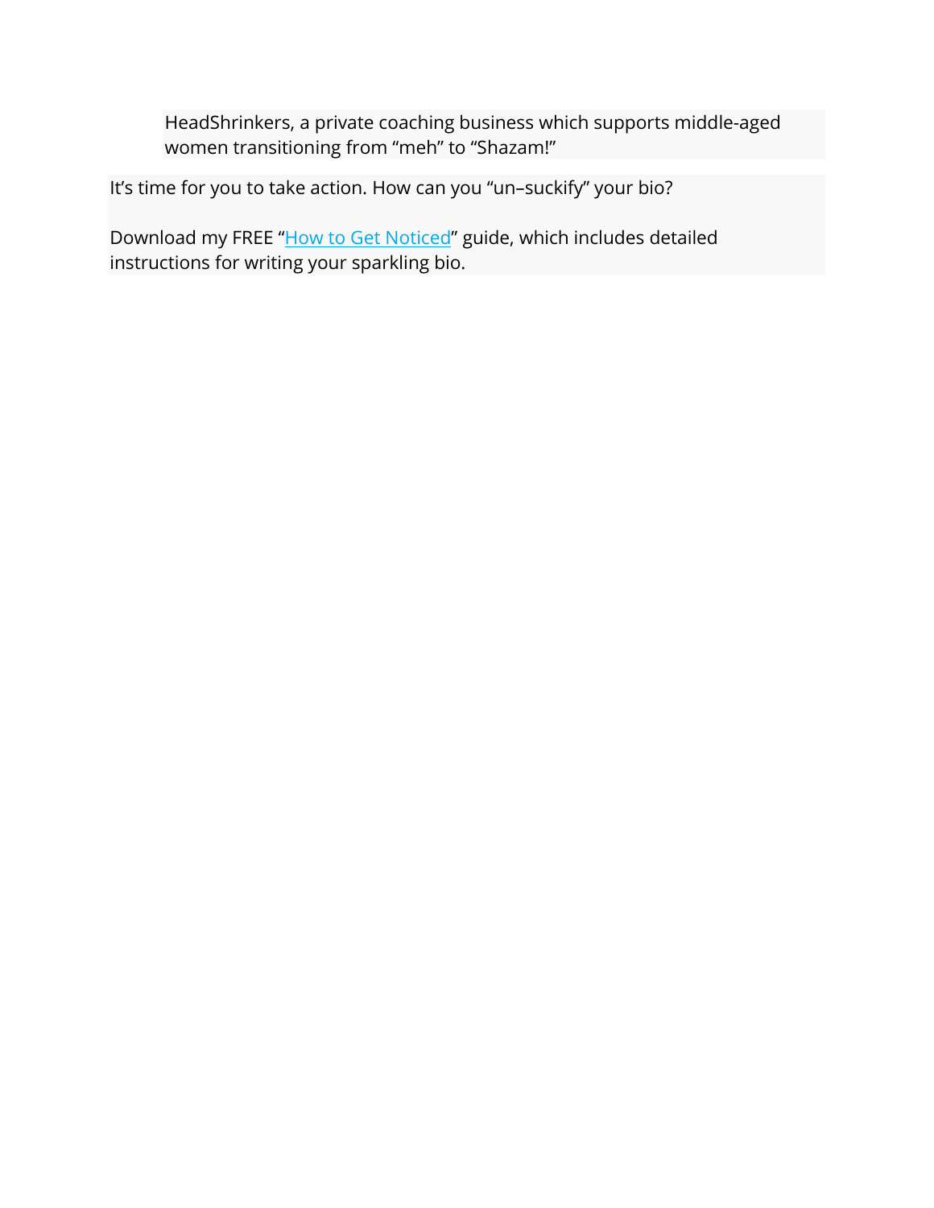HeadShrinkers, a private coaching business which supports middle-aged women transitioning from “meh” to “Shazam!”

It’s time for you to take action. How can you “un–suckify” your bio?

Download my FREE “How to Get Noticed” guide, which includes detailed instructions for writing your sparkling bio.